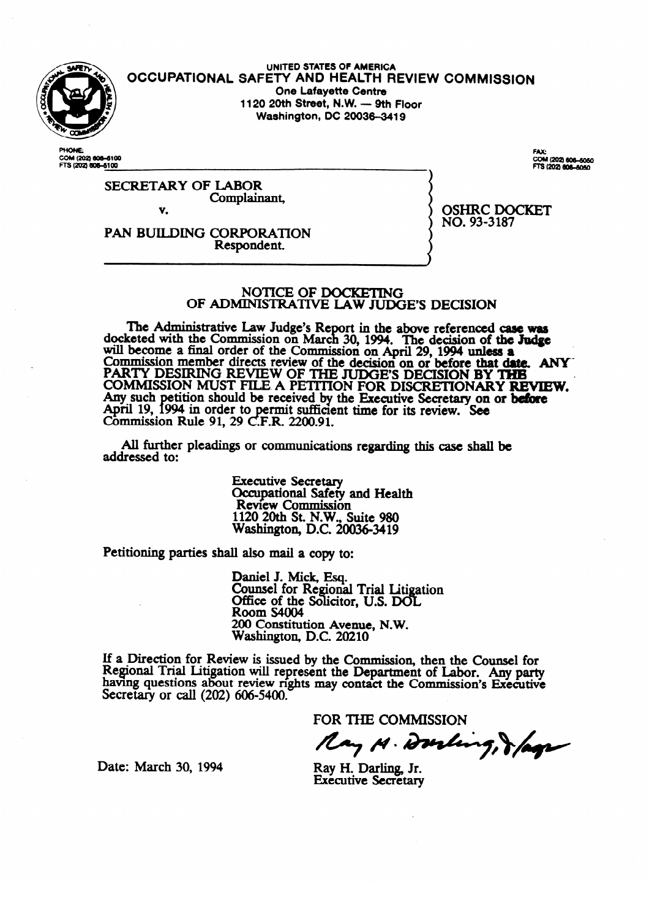UNITED STATES OF AMERICA

# OCCUPATIONAL SAFETY AND HEALTH REVIEW COMMISSION

One Lafayette Centre
1120 20th Street, N.W. — 9th Floor
Washington, DC 20036-3419

PHONE:
COM (202) 606-5100
FTS (202) 606-5100

FAX:
COM (202) 606-5050
FTS (202) 606-5050

SECRETARY OF LABOR
Complainant,

v.

PAN BUILDING CORPORATION
Respondent.

OSHRC DOCKET
NO. 93-3187

## NOTICE OF DOCKETING OF ADMINISTRATIVE LAW JUDGE'S DECISION

The Administrative Law Judge's Report in the above referenced case was docketed with the Commission on March 30, 1994. The decision of the Judge will become a final order of the Commission on April 29, 1994 unless a Commission member directs review of the decision on or before that date. ANY PARTY DESIRING REVIEW OF THE JUDGE'S DECISION BY THE COMMISSION MUST FILE A PETITION FOR DISCRETIONARY REVIEW. Any such petition should be received by the Executive Secretary on or before April 19, 1994 in order to permit sufficient time for its review. See Commission Rule 91, 29 C.F.R. 2200.91.

All further pleadings or communications regarding this case shall be addressed to:

Executive Secretary
Occupational Safety and Health
Review Commission
1120 20th St. N.W., Suite 980
Washington, D.C. 20036-3419

Petitioning parties shall also mail a copy to:

Daniel J. Mick, Esq.
Counsel for Regional Trial Litigation
Office of the Solicitor, U.S. DOL
Room S4004
200 Constitution Avenue, N.W.
Washington, D.C. 20210

If a Direction for Review is issued by the Commission, then the Counsel for Regional Trial Litigation will represent the Department of Labor. Any party having questions about review rights may contact the Commission's Executive Secretary or call (202) 606-5400.

FOR THE COMMISSION

Ray H. Darling, Jr.
Executive Secretary

Date: March 30, 1994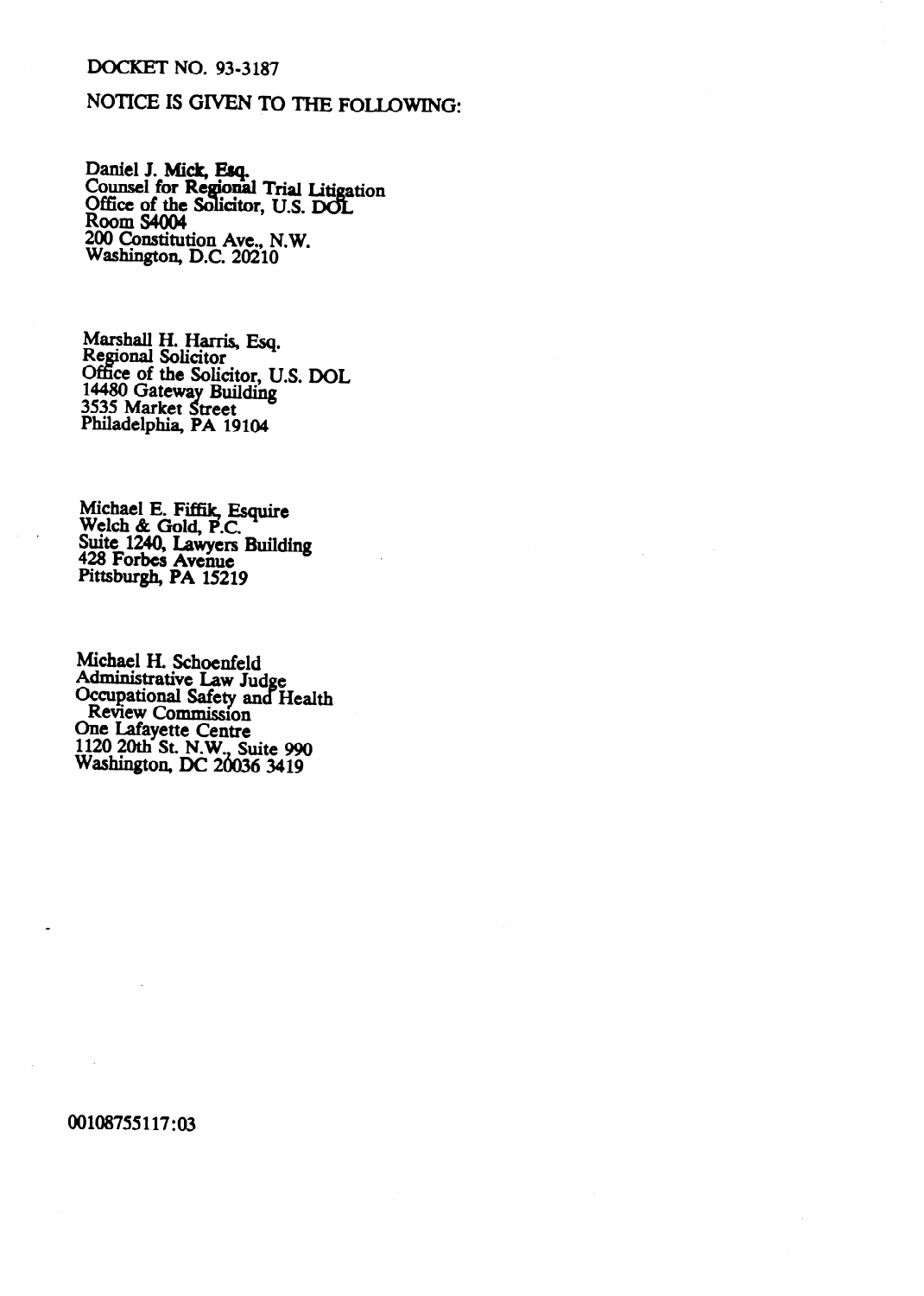DOCKET NO. 93-3187

NOTICE IS GIVEN TO THE FOLLOWING:

Daniel J. Mick, Esq.
Counsel for Regional Trial Litigation
Office of the Solicitor, U.S. DOL
Room S4004
200 Constitution Ave., N.W.
Washington, D.C. 20210

Marshall H. Harris, Esq.
Regional Solicitor
Office of the Solicitor, U.S. DOL
14480 Gateway Building
3535 Market Street
Philadelphia, PA 19104

Michael E. Fiffik, Esquire
Welch & Gold, P.C.
Suite 1240, Lawyers Building
428 Forbes Avenue
Pittsburgh, PA 15219

Michael H. Schoenfeld
Administrative Law Judge
Occupational Safety and Health
Review Commission
One Lafayette Centre
1120 20th St. N.W., Suite 990
Washington, DC 20036 3419

00108755117:03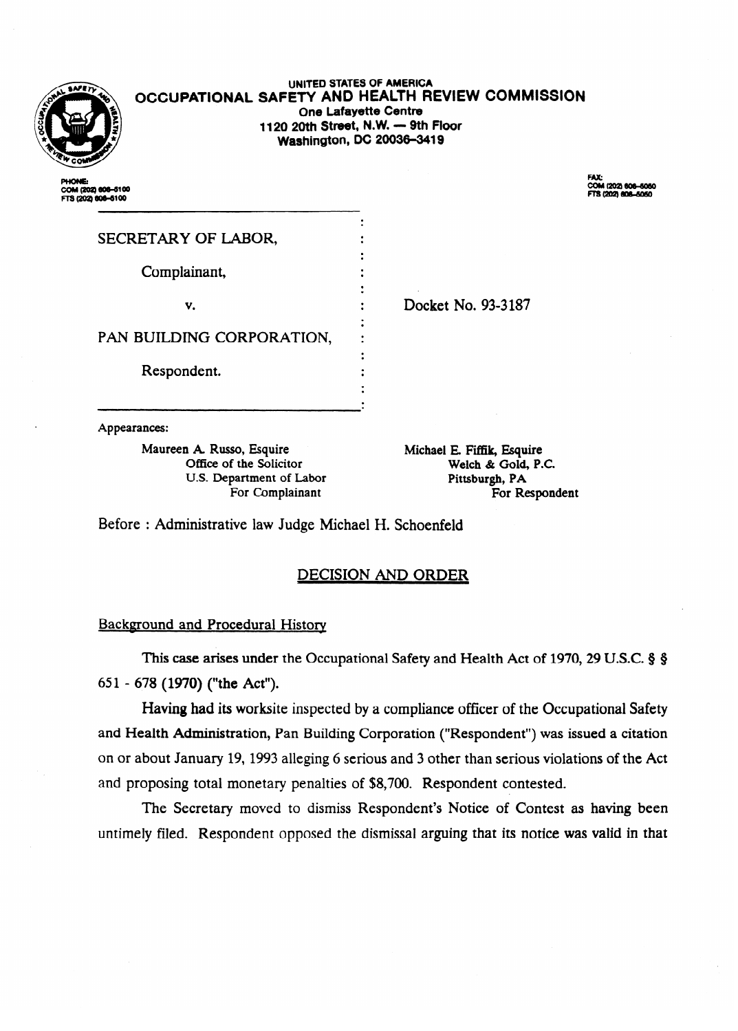UNITED STATES OF AMERICA

**OCCUPATIONAL SAFETY AND HEALTH REVIEW COMMISSION**

One Lafayette Centre
1120 20th Street, N.W. — 9th Floor
Washington, DC 20036-3419

PHONE:
COM (202) 606-5100
FTS (202) 606-5100

FAX:
COM (202) 606-5050
FTS (202) 606-5050

SECRETARY OF LABOR,

Complainant,

v.

PAN BUILDING CORPORATION,

Respondent.

Docket No. 93-3187

Appearances:

Maureen A. Russo, Esquire
Office of the Solicitor
U.S. Department of Labor
For Complainant

Michael E. Fiffik, Esquire
Welch & Gold, P.C.
Pittsburgh, PA
For Respondent

Before : Administrative law Judge Michael H. Schoenfeld

## DECISION AND ORDER

### Background and Procedural History

This case arises under the Occupational Safety and Health Act of 1970, 29 U.S.C. § § 651 - 678 (1970) ("the Act").

Having had its worksite inspected by a compliance officer of the Occupational Safety and Health Administration, Pan Building Corporation ("Respondent") was issued a citation on or about January 19, 1993 alleging 6 serious and 3 other than serious violations of the Act and proposing total monetary penalties of $8,700. Respondent contested.

The Secretary moved to dismiss Respondent's Notice of Contest as having been untimely filed. Respondent opposed the dismissal arguing that its notice was valid in that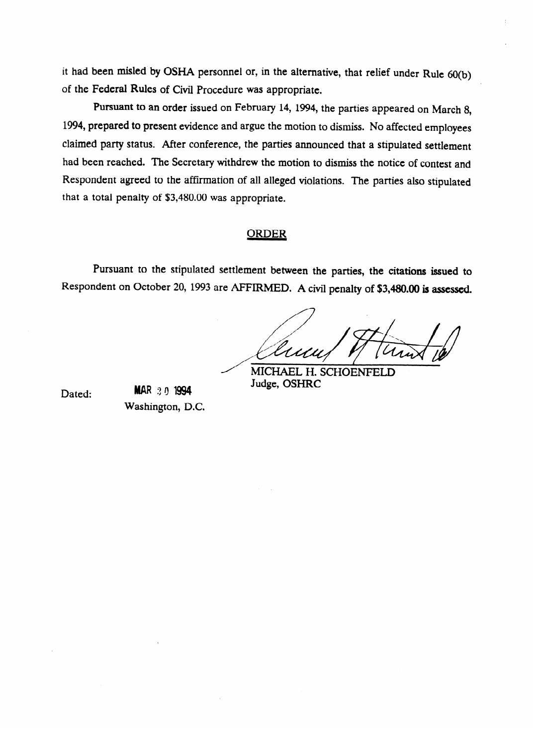it had been misled by OSHA personnel or, in the alternative, that relief under Rule 60(b) of the Federal Rules of Civil Procedure was appropriate.

Pursuant to an order issued on February 14, 1994, the parties appeared on March 8, 1994, prepared to present evidence and argue the motion to dismiss. No affected employees claimed party status. After conference, the parties announced that a stipulated settlement had been reached. The Secretary withdrew the motion to dismiss the notice of contest and Respondent agreed to the affirmation of all alleged violations. The parties also stipulated that a total penalty of $3,480.00 was appropriate.

## ORDER

Pursuant to the stipulated settlement between the parties, the citations issued to Respondent on October 20, 1993 are AFFIRMED. A civil penalty of $3,480.00 is assessed.

MICHAEL H. SCHOENFELD
Judge, OSHRC

Dated: MAR 30 1994
Washington, D.C.